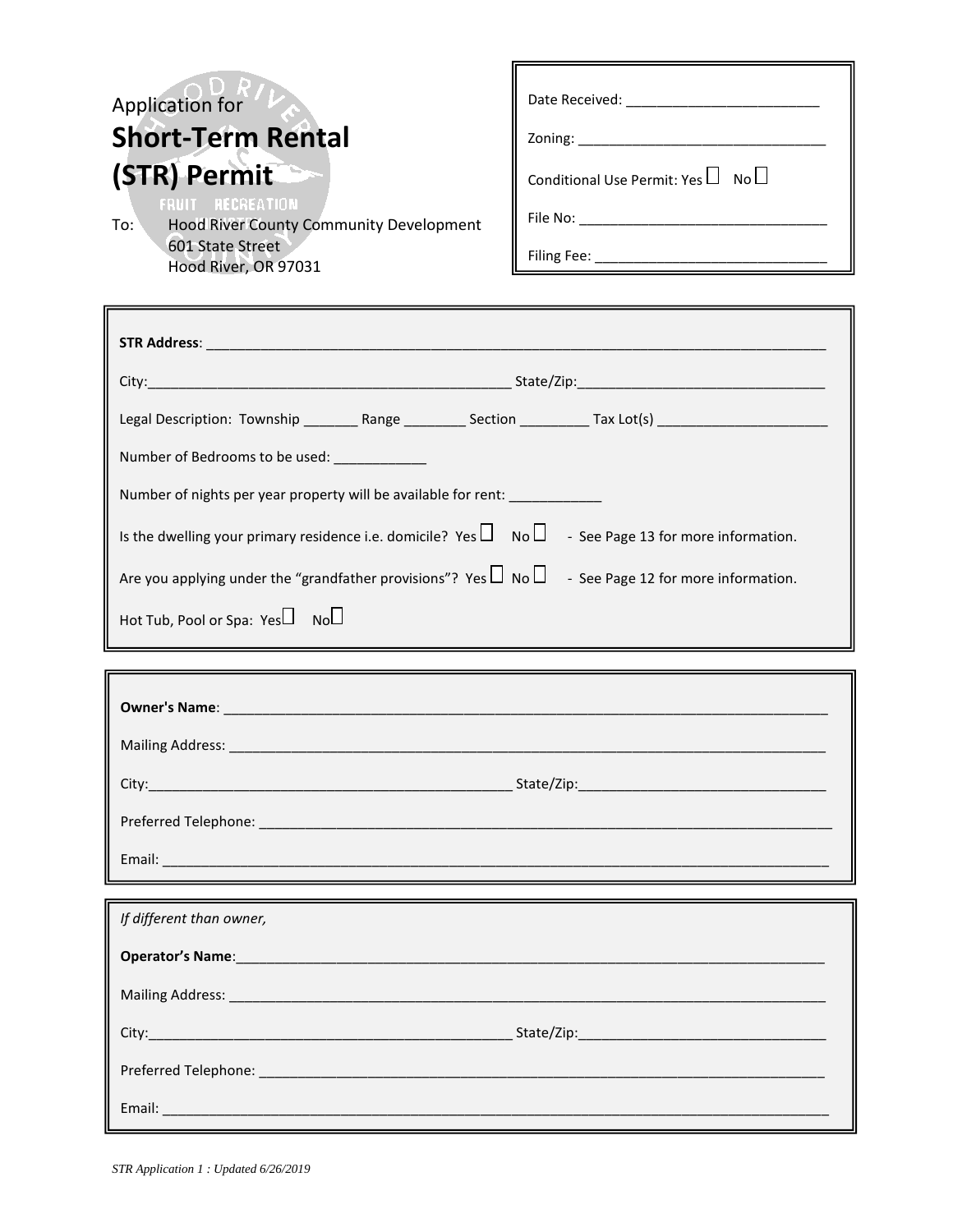Application for

# Short-Term Rental (STR) Permit

To: Hood River County Community Development
601 State Street
Hood River, OR 97031

Date Received: ________________________

Zoning: ______________________________

Conditional Use Permit: Yes ☐ No ☐

File No: ______________________________

Filing Fee: ____________________________

---

**STR Address**: ______________________________________________________________________

City: ______________________________________________ State/Zip: ______________________________

Legal Description: Township _______ Range ________ Section _________ Tax Lot(s) ______________________

Number of Bedrooms to be used: ____________

Number of nights per year property will be available for rent: ____________

Is the dwelling your primary residence i.e. domicile? Yes ☐ No ☐ - See Page 13 for more information.

Are you applying under the "grandfather provisions"? Yes ☐ No ☐ - See Page 12 for more information.

Hot Tub, Pool or Spa: Yes☐ No☐

---

**Owner's Name**: ______________________________________________________________________

Mailing Address: ______________________________________________________________________

City: ______________________________________________ State/Zip: ______________________________

Preferred Telephone: ___________________________________________________________________

Email: _______________________________________________________________________________

---

*If different than owner,*

**Operator's Name**: ____________________________________________________________________

Mailing Address: ______________________________________________________________________

City: ______________________________________________ State/Zip: ______________________________

Preferred Telephone: ___________________________________________________________________

Email: _______________________________________________________________________________

*STR Application 1 : Updated 6/26/2019*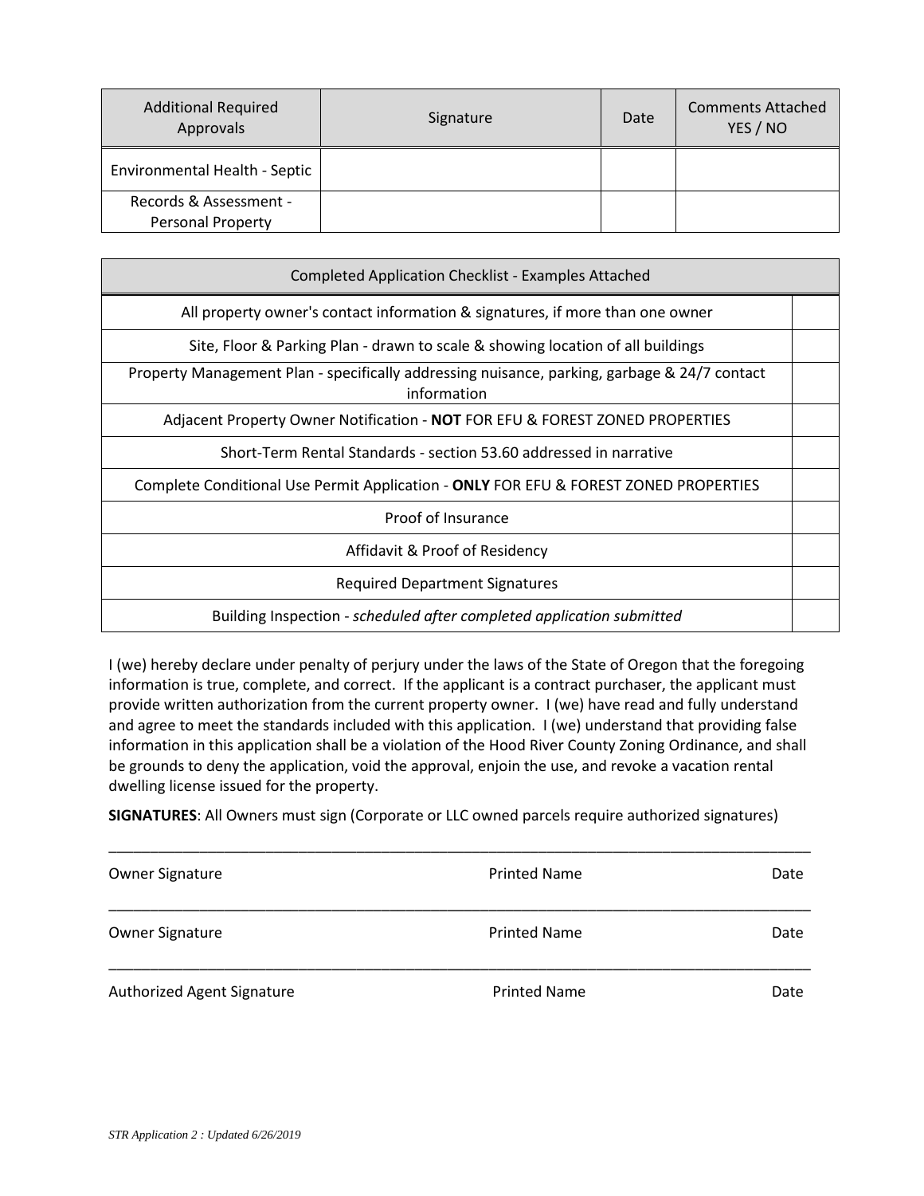| Additional Required Approvals | Signature | Date | Comments Attached YES / NO |
|---|---|---|---|
| Environmental Health - Septic | | | |
| Records & Assessment - Personal Property | | | |

| Completed Application Checklist - Examples Attached | |
|---|---|
| All property owner's contact information & signatures, if more than one owner | |
| Site, Floor & Parking Plan - drawn to scale & showing location of all buildings | |
| Property Management Plan - specifically addressing nuisance, parking, garbage & 24/7 contact information | |
| Adjacent Property Owner Notification - **NOT** FOR EFU & FOREST ZONED PROPERTIES | |
| Short-Term Rental Standards - section 53.60 addressed in narrative | |
| Complete Conditional Use Permit Application - **ONLY** FOR EFU & FOREST ZONED PROPERTIES | |
| Proof of Insurance | |
| Affidavit & Proof of Residency | |
| Required Department Signatures | |
| Building Inspection - *scheduled after completed application submitted* | |

I (we) hereby declare under penalty of perjury under the laws of the State of Oregon that the foregoing information is true, complete, and correct. If the applicant is a contract purchaser, the applicant must provide written authorization from the current property owner. I (we) have read and fully understand and agree to meet the standards included with this application. I (we) understand that providing false information in this application shall be a violation of the Hood River County Zoning Ordinance, and shall be grounds to deny the application, void the approval, enjoin the use, and revoke a vacation rental dwelling license issued for the property.

**SIGNATURES**: All Owners must sign (Corporate or LLC owned parcels require authorized signatures)

_______________________________________________________________________________

Owner Signature | Printed Name | Date

_______________________________________________________________________________

Owner Signature | Printed Name | Date

_______________________________________________________________________________

Authorized Agent Signature | Printed Name | Date

*STR Application 2 : Updated 6/26/2019*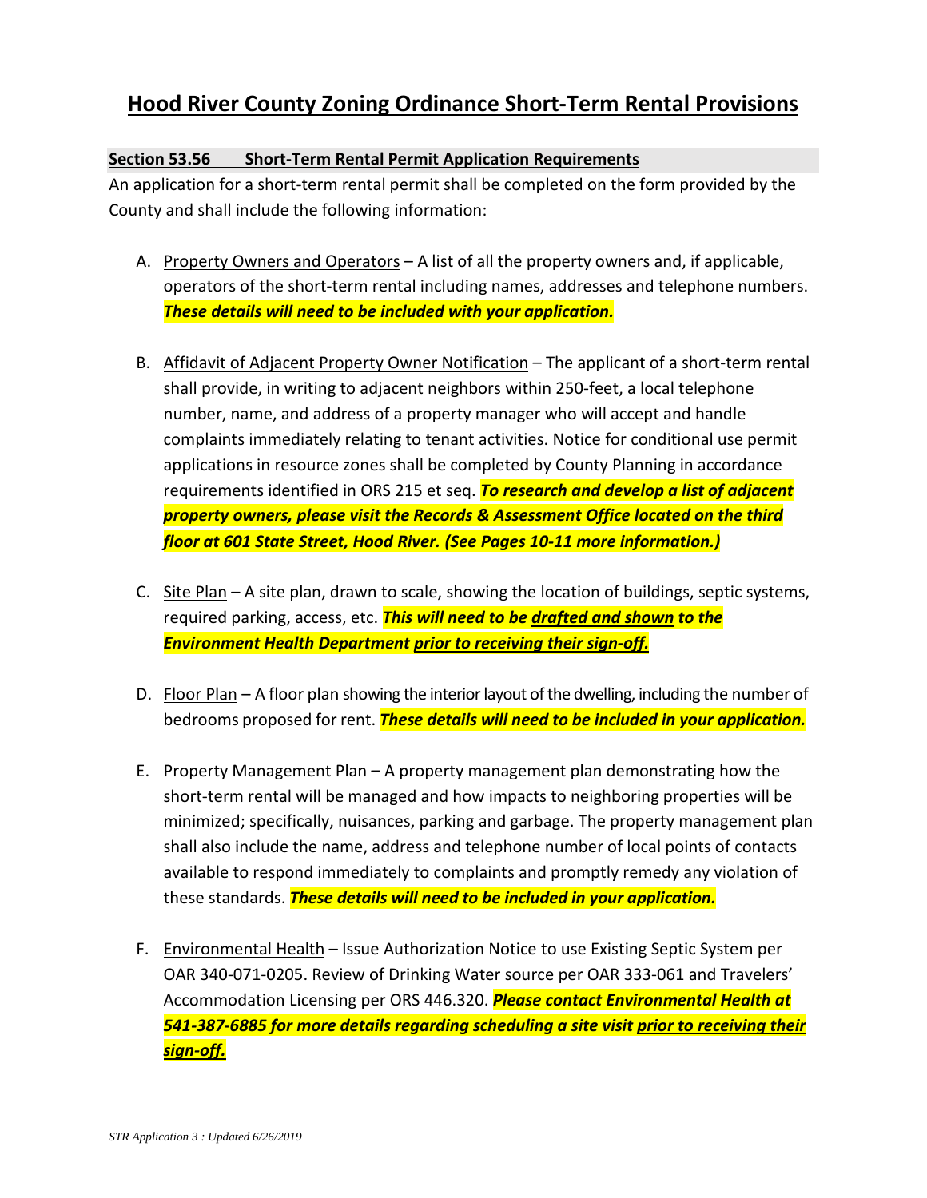# Hood River County Zoning Ordinance Short-Term Rental Provisions

**Section 53.56 Short-Term Rental Permit Application Requirements**

An application for a short-term rental permit shall be completed on the form provided by the County and shall include the following information:

A. Property Owners and Operators – A list of all the property owners and, if applicable, operators of the short-term rental including names, addresses and telephone numbers. ***These details will need to be included with your application.***

B. Affidavit of Adjacent Property Owner Notification – The applicant of a short-term rental shall provide, in writing to adjacent neighbors within 250-feet, a local telephone number, name, and address of a property manager who will accept and handle complaints immediately relating to tenant activities. Notice for conditional use permit applications in resource zones shall be completed by County Planning in accordance requirements identified in ORS 215 et seq. ***To research and develop a list of adjacent property owners, please visit the Records & Assessment Office located on the third floor at 601 State Street, Hood River. (See Pages 10-11 more information.)***

C. Site Plan – A site plan, drawn to scale, showing the location of buildings, septic systems, required parking, access, etc. ***This will need to be drafted and shown to the Environment Health Department prior to receiving their sign-off.***

D. Floor Plan – A floor plan showing the interior layout of the dwelling, including the number of bedrooms proposed for rent. ***These details will need to be included in your application.***

E. Property Management Plan **–** A property management plan demonstrating how the short-term rental will be managed and how impacts to neighboring properties will be minimized; specifically, nuisances, parking and garbage. The property management plan shall also include the name, address and telephone number of local points of contacts available to respond immediately to complaints and promptly remedy any violation of these standards. ***These details will need to be included in your application.***

F. Environmental Health – Issue Authorization Notice to use Existing Septic System per OAR 340-071-0205. Review of Drinking Water source per OAR 333-061 and Travelers' Accommodation Licensing per ORS 446.320. ***Please contact Environmental Health at 541-387-6885 for more details regarding scheduling a site visit prior to receiving their sign-off.***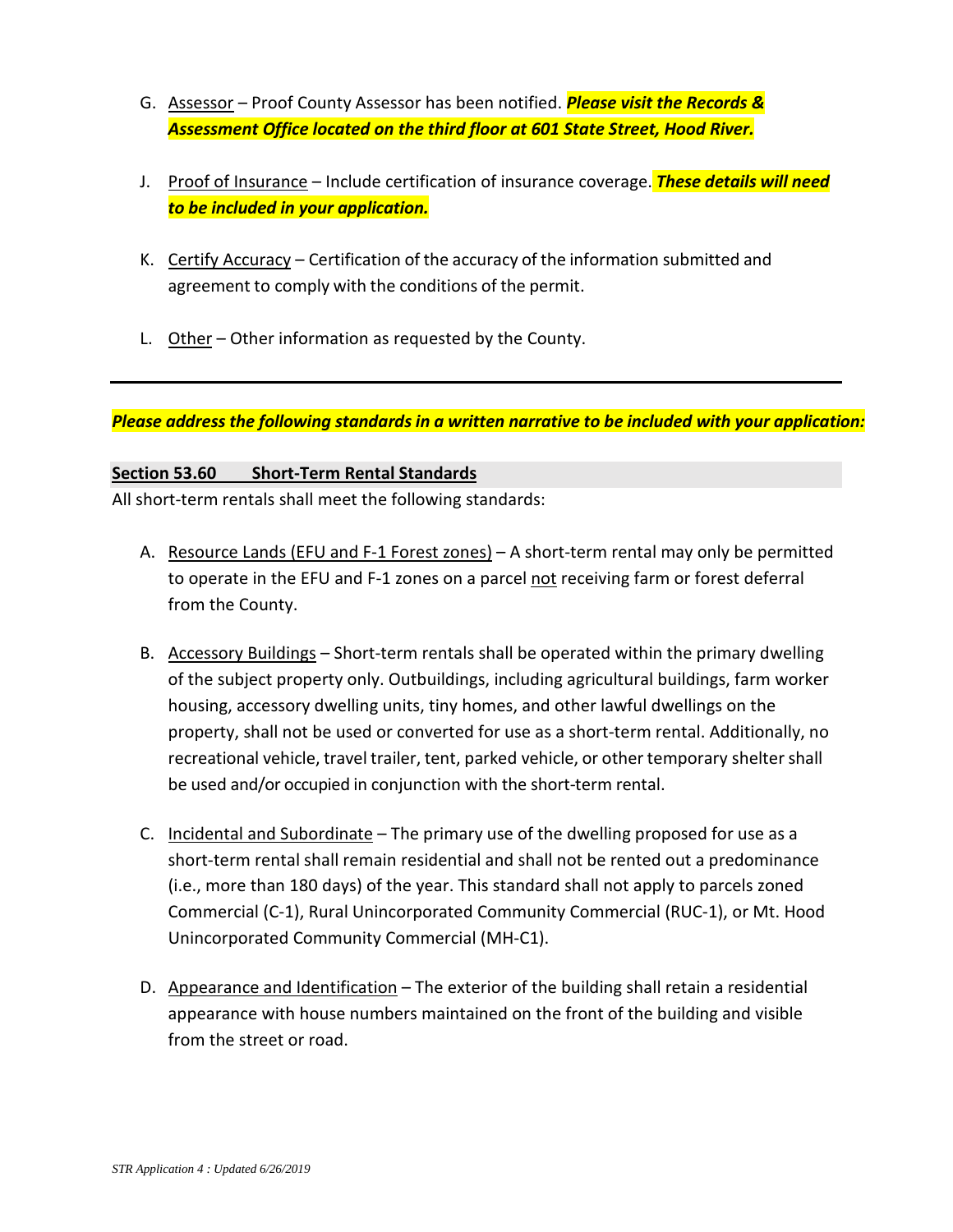G. Assessor – Proof County Assessor has been notified. ***Please visit the Records & Assessment Office located on the third floor at 601 State Street, Hood River.***

J. Proof of Insurance – Include certification of insurance coverage. ***These details will need to be included in your application.***

K. Certify Accuracy – Certification of the accuracy of the information submitted and agreement to comply with the conditions of the permit.

L. Other – Other information as requested by the County.

---

***Please address the following standards in a written narrative to be included with your application:***

**Section 53.60 Short-Term Rental Standards**

All short-term rentals shall meet the following standards:

A. Resource Lands (EFU and F-1 Forest zones) – A short-term rental may only be permitted to operate in the EFU and F-1 zones on a parcel not receiving farm or forest deferral from the County.

B. Accessory Buildings – Short-term rentals shall be operated within the primary dwelling of the subject property only. Outbuildings, including agricultural buildings, farm worker housing, accessory dwelling units, tiny homes, and other lawful dwellings on the property, shall not be used or converted for use as a short-term rental. Additionally, no recreational vehicle, travel trailer, tent, parked vehicle, or other temporary shelter shall be used and/or occupied in conjunction with the short-term rental.

C. Incidental and Subordinate – The primary use of the dwelling proposed for use as a short-term rental shall remain residential and shall not be rented out a predominance (i.e., more than 180 days) of the year. This standard shall not apply to parcels zoned Commercial (C-1), Rural Unincorporated Community Commercial (RUC-1), or Mt. Hood Unincorporated Community Commercial (MH-C1).

D. Appearance and Identification – The exterior of the building shall retain a residential appearance with house numbers maintained on the front of the building and visible from the street or road.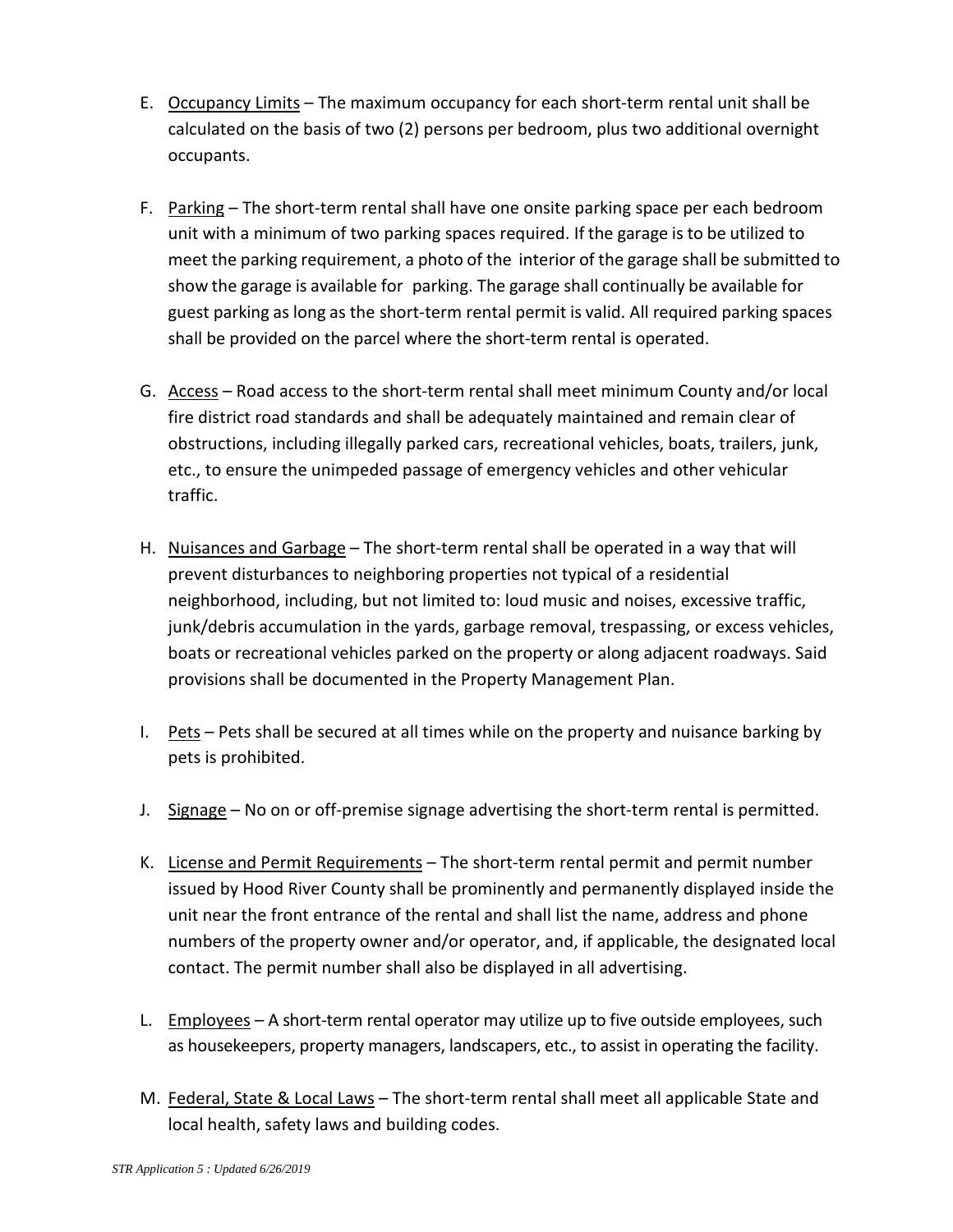E. Occupancy Limits – The maximum occupancy for each short-term rental unit shall be calculated on the basis of two (2) persons per bedroom, plus two additional overnight occupants.

F. Parking – The short-term rental shall have one onsite parking space per each bedroom unit with a minimum of two parking spaces required. If the garage is to be utilized to meet the parking requirement, a photo of the interior of the garage shall be submitted to show the garage is available for parking. The garage shall continually be available for guest parking as long as the short-term rental permit is valid. All required parking spaces shall be provided on the parcel where the short-term rental is operated.

G. Access – Road access to the short-term rental shall meet minimum County and/or local fire district road standards and shall be adequately maintained and remain clear of obstructions, including illegally parked cars, recreational vehicles, boats, trailers, junk, etc., to ensure the unimpeded passage of emergency vehicles and other vehicular traffic.

H. Nuisances and Garbage – The short-term rental shall be operated in a way that will prevent disturbances to neighboring properties not typical of a residential neighborhood, including, but not limited to: loud music and noises, excessive traffic, junk/debris accumulation in the yards, garbage removal, trespassing, or excess vehicles, boats or recreational vehicles parked on the property or along adjacent roadways. Said provisions shall be documented in the Property Management Plan.

I. Pets – Pets shall be secured at all times while on the property and nuisance barking by pets is prohibited.

J. Signage – No on or off-premise signage advertising the short-term rental is permitted.

K. License and Permit Requirements – The short-term rental permit and permit number issued by Hood River County shall be prominently and permanently displayed inside the unit near the front entrance of the rental and shall list the name, address and phone numbers of the property owner and/or operator, and, if applicable, the designated local contact. The permit number shall also be displayed in all advertising.

L. Employees – A short-term rental operator may utilize up to five outside employees, such as housekeepers, property managers, landscapers, etc., to assist in operating the facility.

M. Federal, State & Local Laws – The short-term rental shall meet all applicable State and local health, safety laws and building codes.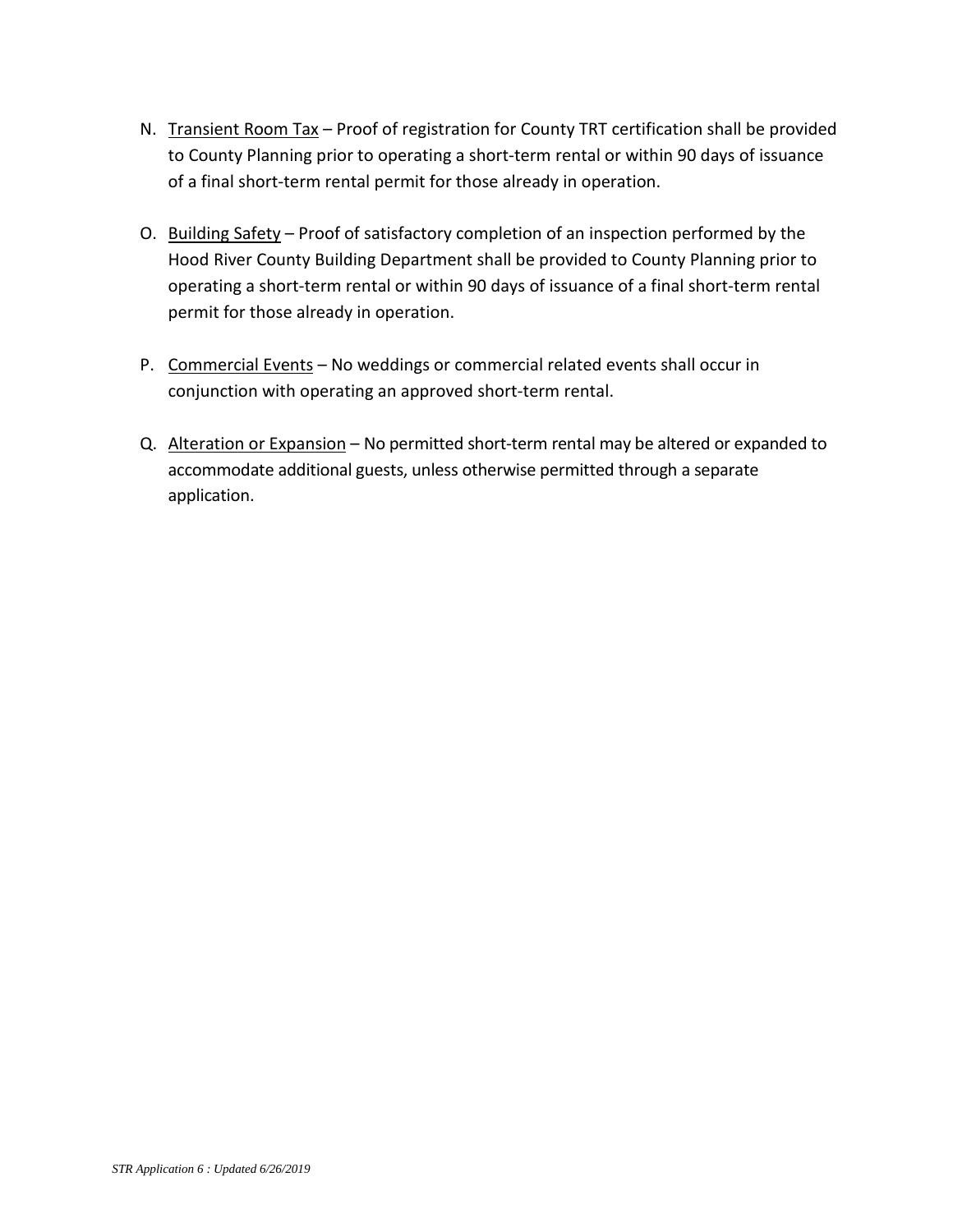N. Transient Room Tax – Proof of registration for County TRT certification shall be provided to County Planning prior to operating a short-term rental or within 90 days of issuance of a final short-term rental permit for those already in operation.

O. Building Safety – Proof of satisfactory completion of an inspection performed by the Hood River County Building Department shall be provided to County Planning prior to operating a short-term rental or within 90 days of issuance of a final short-term rental permit for those already in operation.

P. Commercial Events – No weddings or commercial related events shall occur in conjunction with operating an approved short-term rental.

Q. Alteration or Expansion – No permitted short-term rental may be altered or expanded to accommodate additional guests, unless otherwise permitted through a separate application.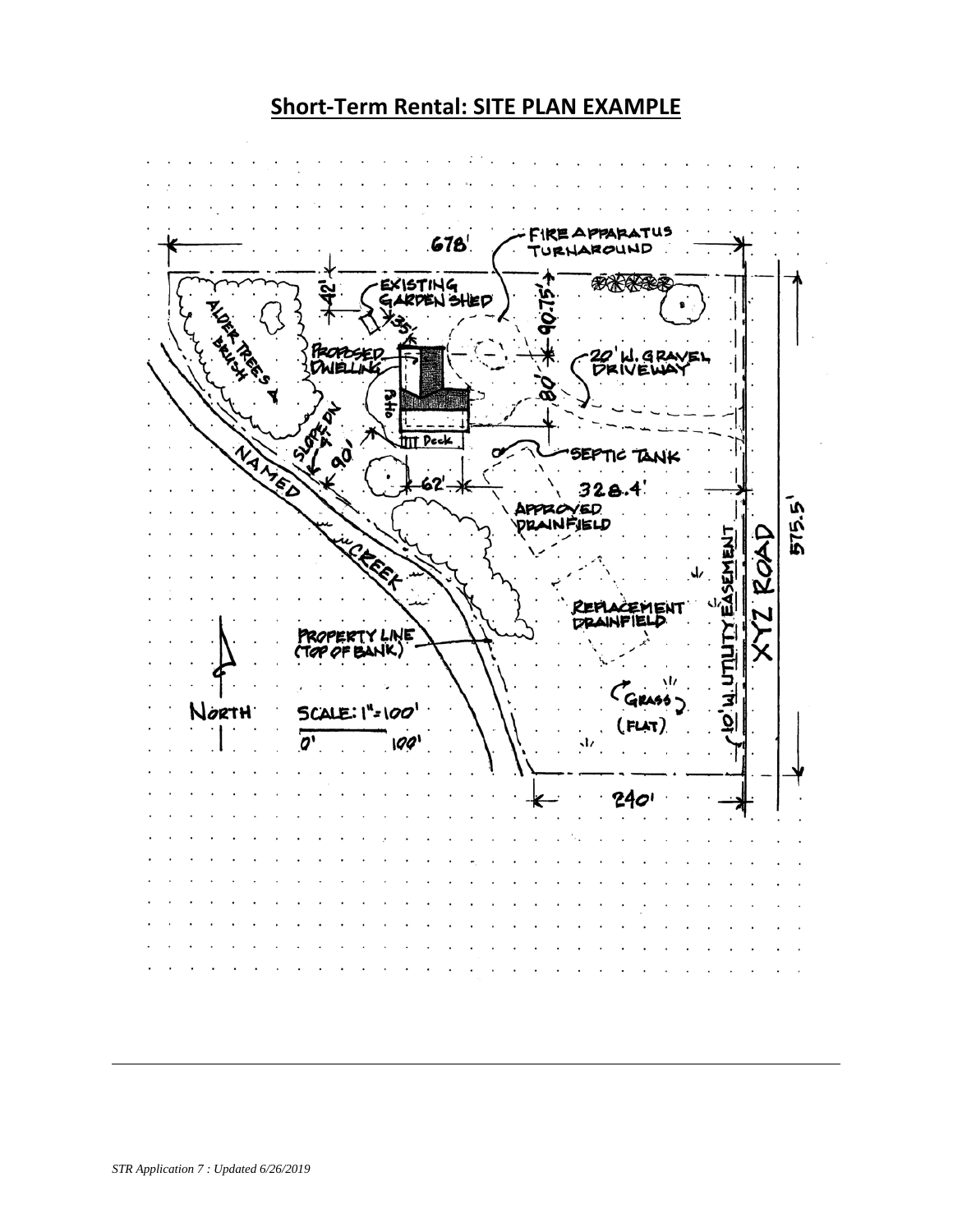## Short-Term Rental: SITE PLAN EXAMPLE

678'

FIRE APPARATUS TURNAROUND

EXISTING GARDEN SHED

42'

35'

90.75'

PROPOSED DWELLING

20' W. GRAVEL DRIVEWAY

ALDER TREES & BRUSH

Patio

80'

SLOPE DN 4:1

Deck

SEPTIC TANK

90'

62'

328.4'

NAMED CREEK

APPROVED DRAINFIELD

575.5'

XYZ ROAD

10' W. UTILITY EASEMENT

REPLACEMENT DRAINFIELD

PROPERTY LINE (TOP OF BANK)

NORTH

SCALE: 1" = 100'

0' 100'

GRASS (FLAT)

240'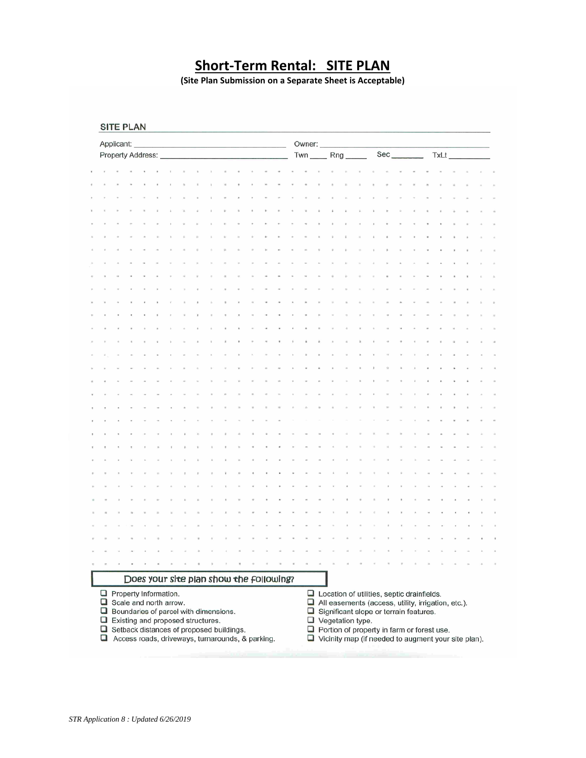# Short-Term Rental: SITE PLAN

**(Site Plan Submission on a Separate Sheet is Acceptable)**

## SITE PLAN

Applicant: ______________________________ Owner: ______________________________

Property Address: ______________________________ Twn ____ Rng _____ Sec _______ TxLt _________

### Does your site plan show the following?

- ☐ Property Information.
- ☐ Scale and north arrow.
- ☐ Boundaries of parcel with dimensions.
- ☐ Existing and proposed structures.
- ☐ Setback distances of proposed buildings.
- ☐ Access roads, driveways, turnarounds, & parking.
- ☐ Location of utilities, septic drainfields.
- ☐ All easements (access, utility, irrigation, etc.).
- ☐ Significant slope or terrain features.
- ☐ Vegetation type.
- ☐ Portion of property in farm or forest use.
- ☐ Vicinity map (if needed to augment your site plan).

*STR Application 8 : Updated 6/26/2019*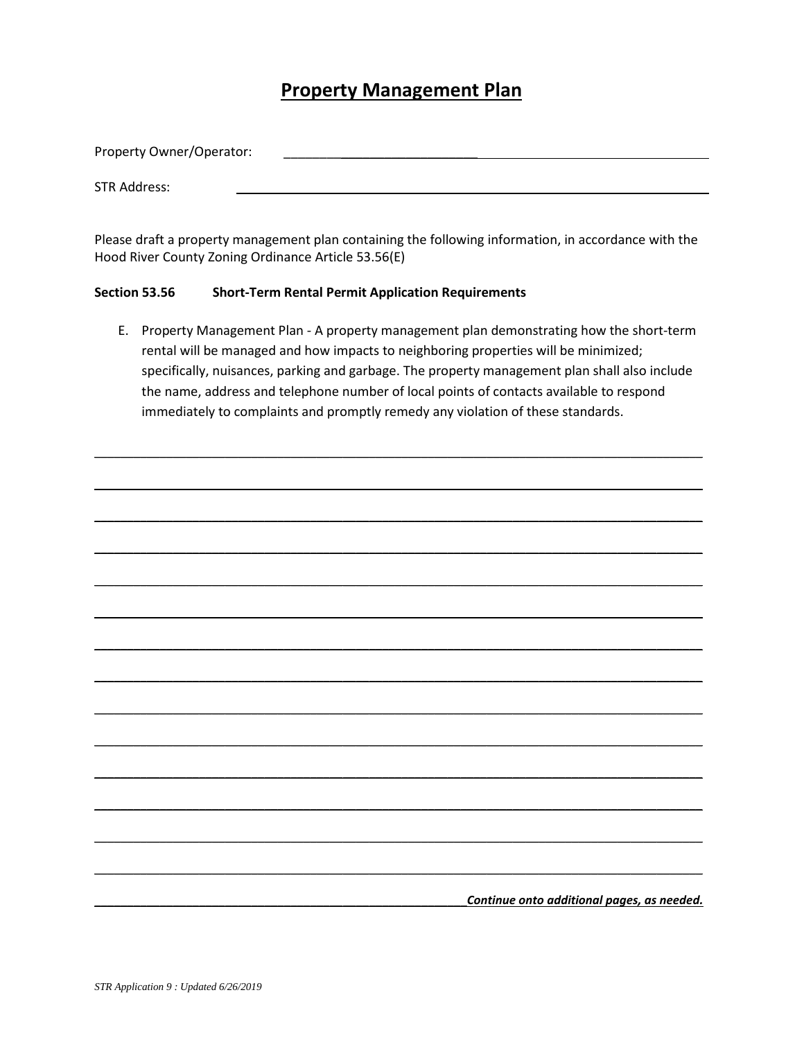# Property Management Plan

Property Owner/Operator: ________________________________________________

STR Address: ________________________________________________

Please draft a property management plan containing the following information, in accordance with the Hood River County Zoning Ordinance Article 53.56(E)

**Section 53.56 Short-Term Rental Permit Application Requirements**

E. Property Management Plan - A property management plan demonstrating how the short-term rental will be managed and how impacts to neighboring properties will be minimized; specifically, nuisances, parking and garbage. The property management plan shall also include the name, address and telephone number of local points of contacts available to respond immediately to complaints and promptly remedy any violation of these standards.

________________________________________________________________________________

________________________________________________________________________________

________________________________________________________________________________

________________________________________________________________________________

________________________________________________________________________________

________________________________________________________________________________

________________________________________________________________________________

________________________________________________________________________________

________________________________________________________________________________

________________________________________________________________________________

________________________________________________________________________________

________________________________________________________________________________

________________________________________________________________________________

________________________________________________________________________________

______________________________________________________ ***Continue onto additional pages, as needed.***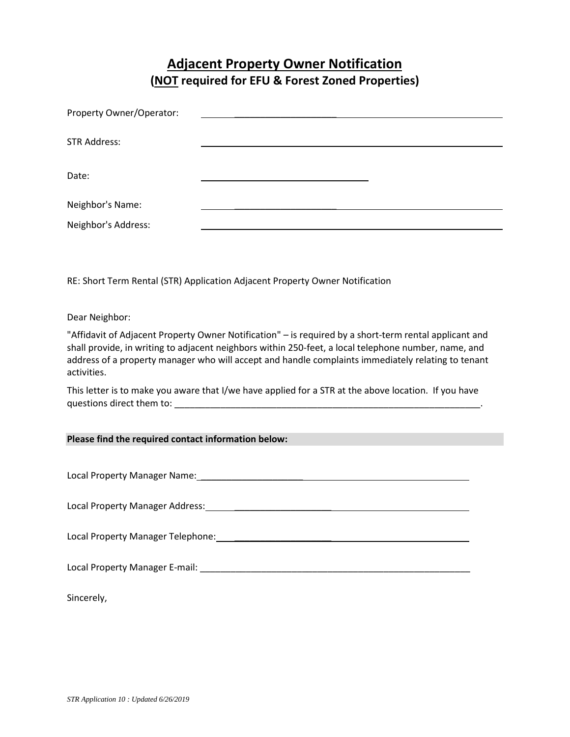# Adjacent Property Owner Notification
## (NOT required for EFU & Forest Zoned Properties)

Property Owner/Operator: ______________________________

STR Address: ______________________________

Date: ______________________________

Neighbor's Name: ______________________________

Neighbor's Address: ______________________________

RE: Short Term Rental (STR) Application Adjacent Property Owner Notification

Dear Neighbor:

"Affidavit of Adjacent Property Owner Notification" – is required by a short-term rental applicant and shall provide, in writing to adjacent neighbors within 250-feet, a local telephone number, name, and address of a property manager who will accept and handle complaints immediately relating to tenant activities.

This letter is to make you aware that I/we have applied for a STR at the above location. If you have questions direct them to: ________________________________________________________________.

**Please find the required contact information below:**

Local Property Manager Name: ______________________________

Local Property Manager Address: ______________________________

Local Property Manager Telephone: ______________________________

Local Property Manager E-mail: ______________________________

Sincerely,

*STR Application 10 : Updated 6/26/2019*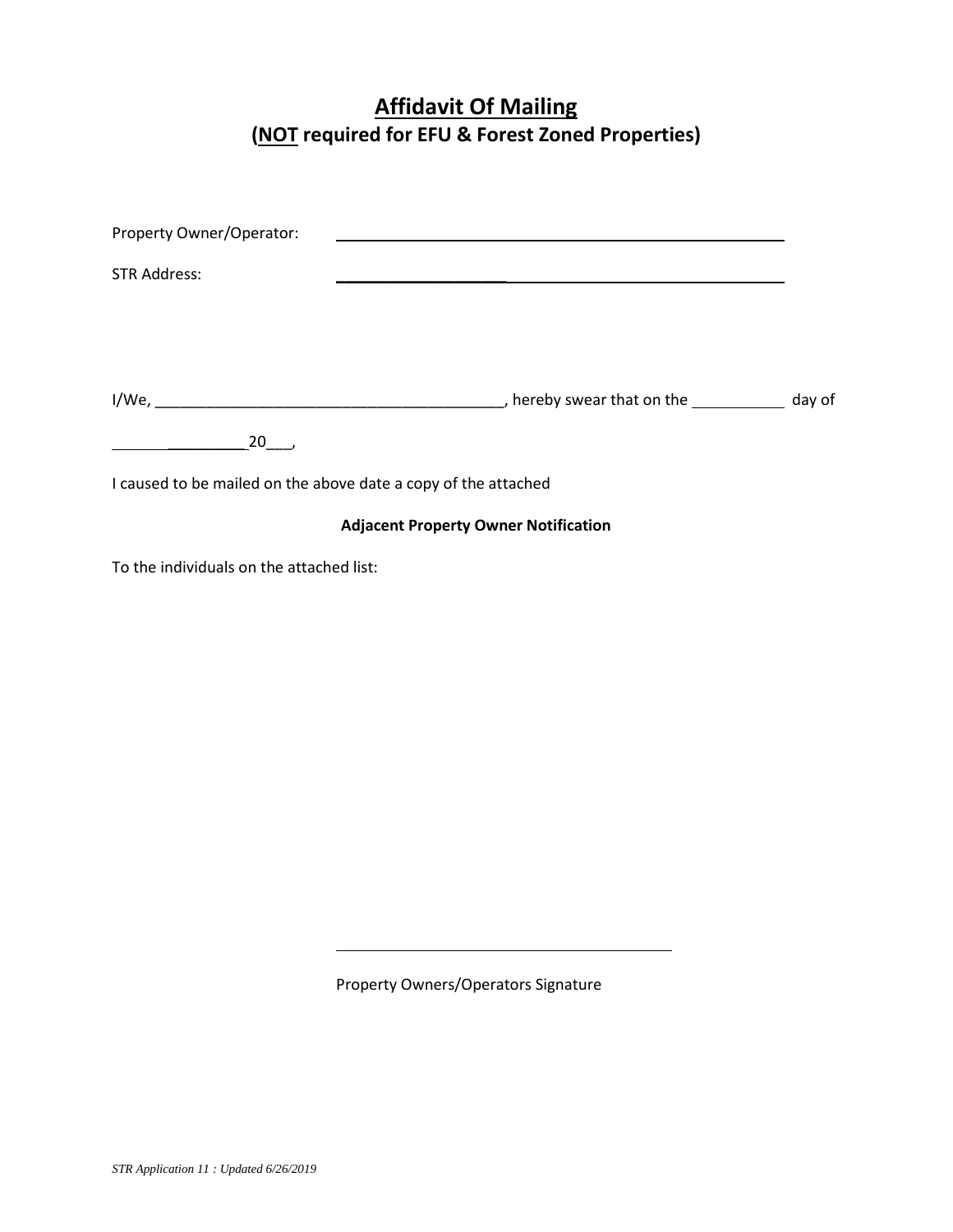# **Affidavit Of Mailing**

## **(NOT required for EFU & Forest Zoned Properties)**

Property Owner/Operator: ______________________________________________

STR Address: ______________________________________________

I/We, ___________________________________________, hereby swear that on the __________ day of

_________________20___,

I caused to be mailed on the above date a copy of the attached

**Adjacent Property Owner Notification**

To the individuals on the attached list:

_____________________________________

Property Owners/Operators Signature

*STR Application 11 : Updated 6/26/2019*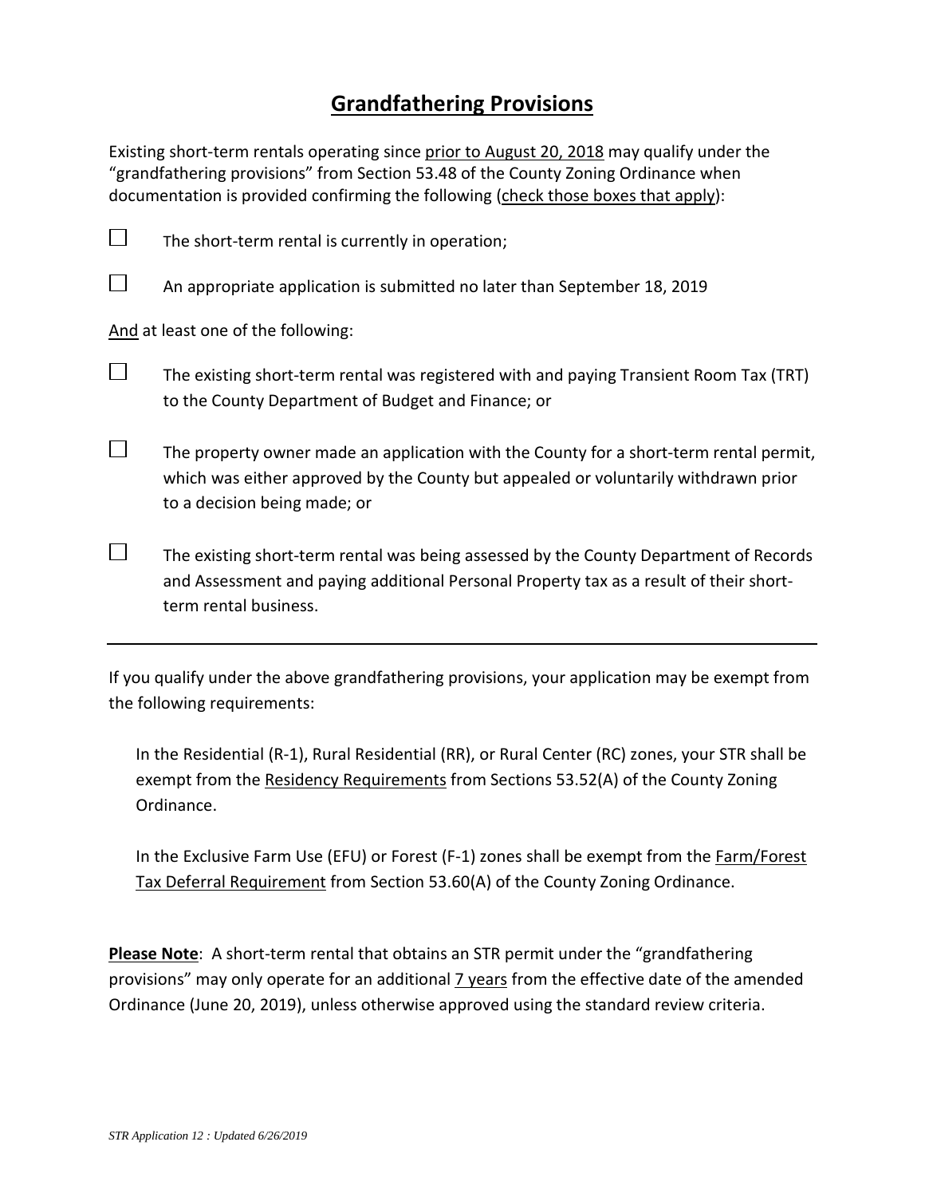# Grandfathering Provisions

Existing short-term rentals operating since prior to August 20, 2018 may qualify under the "grandfathering provisions" from Section 53.48 of the County Zoning Ordinance when documentation is provided confirming the following (check those boxes that apply):

- ☐ The short-term rental is currently in operation;
- ☐ An appropriate application is submitted no later than September 18, 2019

And at least one of the following:

- ☐ The existing short-term rental was registered with and paying Transient Room Tax (TRT) to the County Department of Budget and Finance; or
- ☐ The property owner made an application with the County for a short-term rental permit, which was either approved by the County but appealed or voluntarily withdrawn prior to a decision being made; or
- ☐ The existing short-term rental was being assessed by the County Department of Records and Assessment and paying additional Personal Property tax as a result of their short-term rental business.

---

If you qualify under the above grandfathering provisions, your application may be exempt from the following requirements:

In the Residential (R-1), Rural Residential (RR), or Rural Center (RC) zones, your STR shall be exempt from the Residency Requirements from Sections 53.52(A) of the County Zoning Ordinance.

In the Exclusive Farm Use (EFU) or Forest (F-1) zones shall be exempt from the Farm/Forest Tax Deferral Requirement from Section 53.60(A) of the County Zoning Ordinance.

**Please Note**: A short-term rental that obtains an STR permit under the "grandfathering provisions" may only operate for an additional 7 years from the effective date of the amended Ordinance (June 20, 2019), unless otherwise approved using the standard review criteria.

*STR Application 12 : Updated 6/26/2019*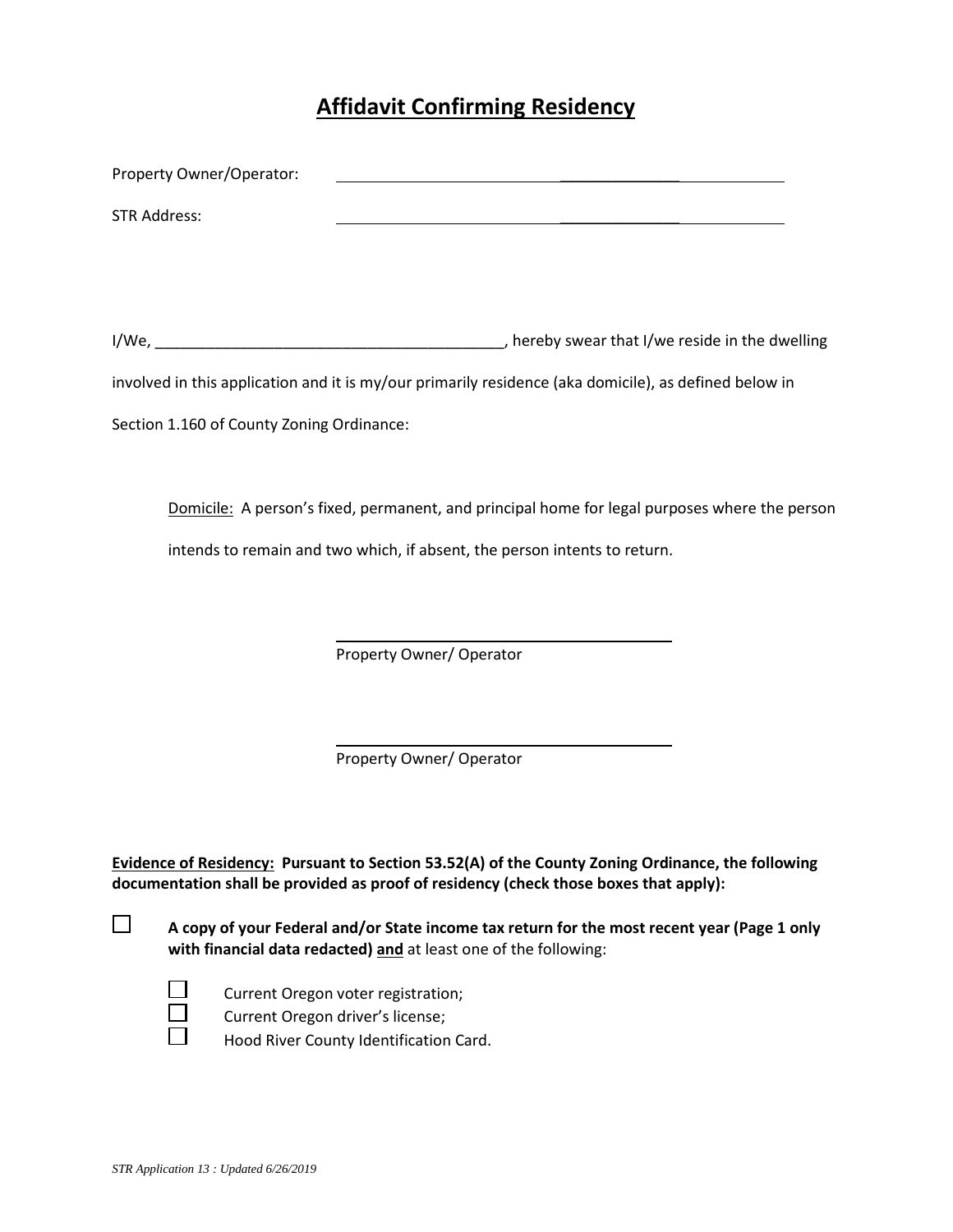# Affidavit Confirming Residency

Property Owner/Operator: ______________________________

STR Address: ______________________________

I/We, __________________________________________, hereby swear that I/we reside in the dwelling involved in this application and it is my/our primarily residence (aka domicile), as defined below in Section 1.160 of County Zoning Ordinance:

> Domicile: A person's fixed, permanent, and principal home for legal purposes where the person intends to remain and two which, if absent, the person intents to return.

______________________________
Property Owner/ Operator

______________________________
Property Owner/ Operator

**Evidence of Residency: Pursuant to Section 53.52(A) of the County Zoning Ordinance, the following documentation shall be provided as proof of residency (check those boxes that apply):**

- ☐ **A copy of your Federal and/or State income tax return for the most recent year (Page 1 only with financial data redacted) and** at least one of the following:
  - ☐ Current Oregon voter registration;
  - ☐ Current Oregon driver's license;
  - ☐ Hood River County Identification Card.

*STR Application 13 : Updated 6/26/2019*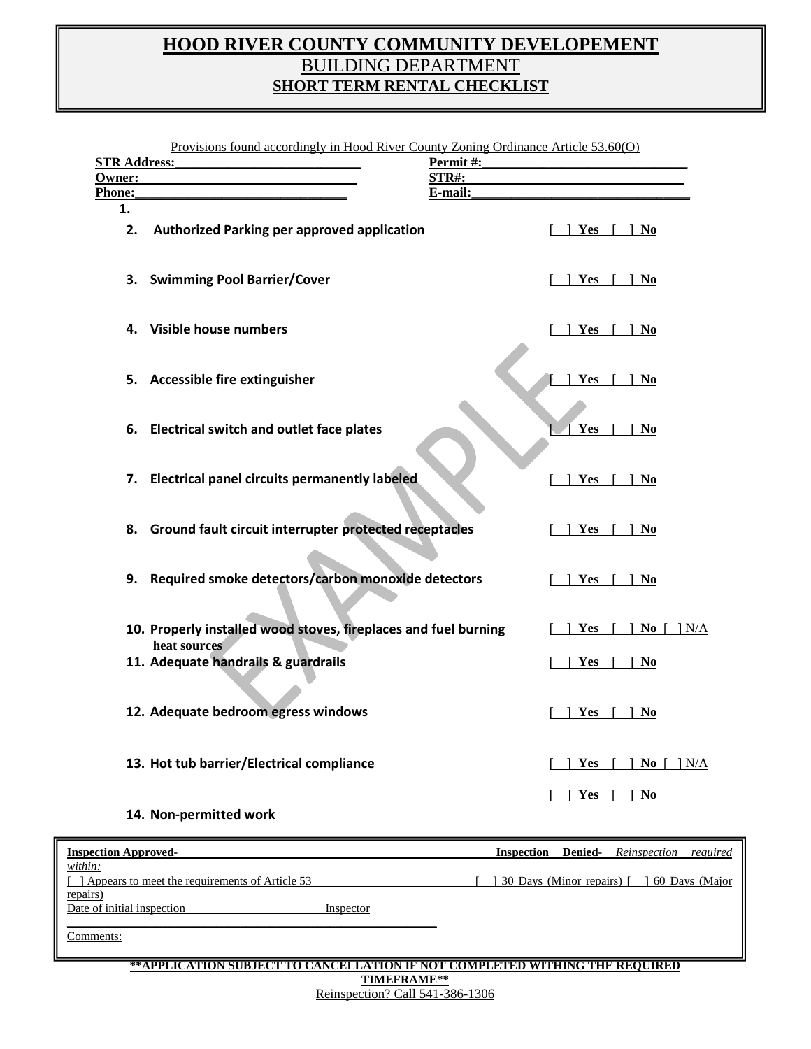# HOOD RIVER COUNTY COMMUNITY DEVELEPOMENT

## BUILDING DEPARTMENT

### SHORT TERM RENTAL CHECKLIST

Provisions found accordingly in Hood River County Zoning Ordinance Article 53.60(O)

**STR Address:**___________________________ **Permit #:**______________________________

**Owner:**________________________________ **STR#:**_________________________________

**Phone:**________________________________ **E-mail:**________________________________

1.

| | |
|---|---|
| 2. **Authorized Parking per approved application** | [ ] Yes [ ] No |
| 3. **Swimming Pool Barrier/Cover** | [ ] Yes [ ] No |
| 4. **Visible house numbers** | [ ] Yes [ ] No |
| 5. **Accessible fire extinguisher** | [ ] Yes [ ] No |
| 6. **Electrical switch and outlet face plates** | [ ] Yes [ ] No |
| 7. **Electrical panel circuits permanently labeled** | [ ] Yes [ ] No |
| 8. **Ground fault circuit interrupter protected receptacles** | [ ] Yes [ ] No |
| 9. **Required smoke detectors/carbon monoxide detectors** | [ ] Yes [ ] No |
| 10. **Properly installed wood stoves, fireplaces and fuel burning heat sources** | [ ] Yes [ ] No [ ] N/A |
| 11. **Adequate handrails & guardrails** | [ ] Yes [ ] No |
| 12. **Adequate bedroom egress windows** | [ ] Yes [ ] No |
| 13. **Hot tub barrier/Electrical compliance** | [ ] Yes [ ] No [ ] N/A |
| 14. **Non-permitted work** | [ ] Yes [ ] No |

**Inspection Approved-** **Inspection Denied-** *Reinspection required within:*

[ ] Appears to meet the requirements of Article 53 [ ] 30 Days (Minor repairs) [ ] 60 Days (Major repairs)

Date of initial inspection ______________________ Inspector

_______________________________________________________________

Comments:

**\*\*APPLICATION SUBJECT TO CANCELLATION IF NOT COMPLETED WITHING THE REQUIRED TIMEFRAME\*\***

Reinspection? Call 541-386-1306